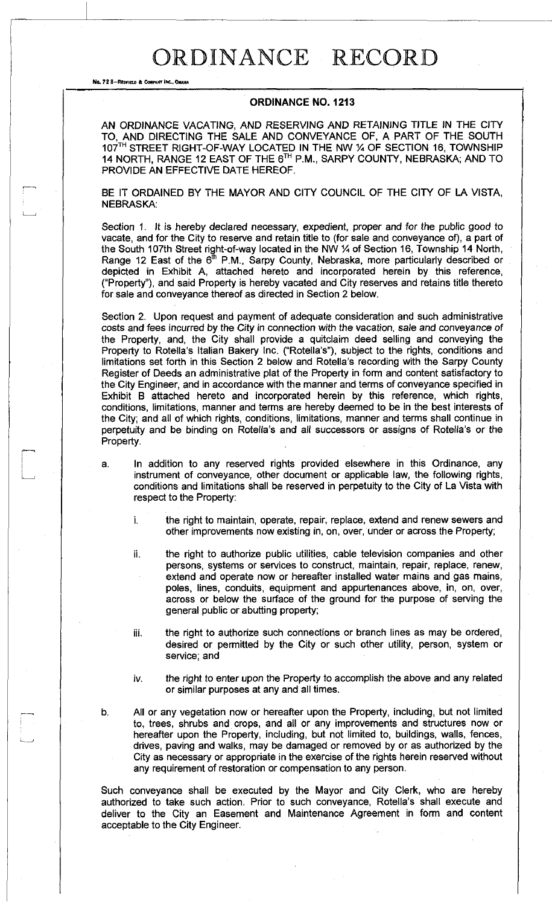# ORDINANCE RECORD

No. 72 8—REDFIELD & COMPANY INC., OMAHA

## ORDINANCE NO. 1213

AN ORDINANCE VACATING, AND RESERVING AND RETAINING TITLE IN THE CITY TO, AND DIRECTING THE SALE AND CONVEYANCE OF, A PART OF THE SOUTH 107TH STREET RIGHT-OF-WAY LOCATED IN THE NW ¼ OF SECTION 16, TOWNSHIP 14 NORTH, RANGE 12 EAST OF THE 6TH P.M., SARPY COUNTY, NEBRASKA; AND TO PROVIDE AN EFFECTIVE DATE HEREOF.

BE IT ORDAINED BY THE MAYOR AND CITY COUNCIL OF THE CITY OF LA VISTA, NEBRASKA:

*Section 1.* It is hereby declared necessary, expedient, proper and for the public good to vacate, and for the City to reserve and retain title to (for sale and conveyance of), a part of the South 107th Street right-of-way located in the NW ¼ of Section 16, Township 14 North, Range 12 East of the 6th P.M., Sarpy County, Nebraska, more particularly described or depicted in Exhibit A, attached hereto and incorporated herein by this reference, ("Property"), and said Property is hereby vacated and City reserves and retains title thereto for sale and conveyance thereof as directed in Section 2 below.

Section 2. Upon request and payment of adequate consideration and such administrative costs and fees incurred by the City in connection with the vacation, sale and conveyance of the Property, and, the City shall provide a quitclaim deed selling and conveying the Property to Rotella's Italian Bakery Inc. ("Rotella's"), subject to the rights, conditions and limitations set forth in this Section 2 below and Rotella's recording with the Sarpy County Register of Deeds an administrative plat of the Property in form and content satisfactory to the City Engineer, and in accordance with the manner and terms of conveyance specified in Exhibit B attached hereto and incorporated herein by this reference, which rights, conditions, limitations, manner and terms are hereby deemed to be in the best interests of the City; and all of which rights, conditions, limitations, manner and terms shall continue in perpetuity and be binding on Rotella's and all successors or assigns of Rotella's or the Property.

a. In addition to any reserved rights provided elsewhere in this Ordinance, any instrument of conveyance, other document or applicable law, the following rights, conditions and limitations shall be reserved in perpetuity to the City of La Vista with respect to the Property:

   i. the right to maintain, operate, repair, replace, extend and renew sewers and other improvements now existing in, on, over, under or across the Property;

   ii. the right to authorize public utilities, cable television companies and other persons, systems or services to construct, maintain, repair, replace, renew, extend and operate now or hereafter installed water mains and gas mains, poles, lines, conduits, equipment and appurtenances above, in, on, over, across or below the surface of the ground for the purpose of serving the general public or abutting property;

   iii. the right to authorize such connections or branch lines as may be ordered, desired or permitted by the City or such other utility, person, system or service; and

   iv. the right to enter upon the Property to accomplish the above and any related or similar purposes at any and all times.

b. All or any vegetation now or hereafter upon the Property, including, but not limited to, trees, shrubs and crops, and all or any improvements and structures now or hereafter upon the Property, including, but not limited to, buildings, walls, fences, drives, paving and walks, may be damaged or removed by or as authorized by the City as necessary or appropriate in the exercise of the rights herein reserved without any requirement of restoration or compensation to any person.

Such conveyance shall be executed by the Mayor and City Clerk, who are hereby authorized to take such action. Prior to such conveyance, Rotella's shall execute and deliver to the City an Easement and Maintenance Agreement in form and content acceptable to the City Engineer.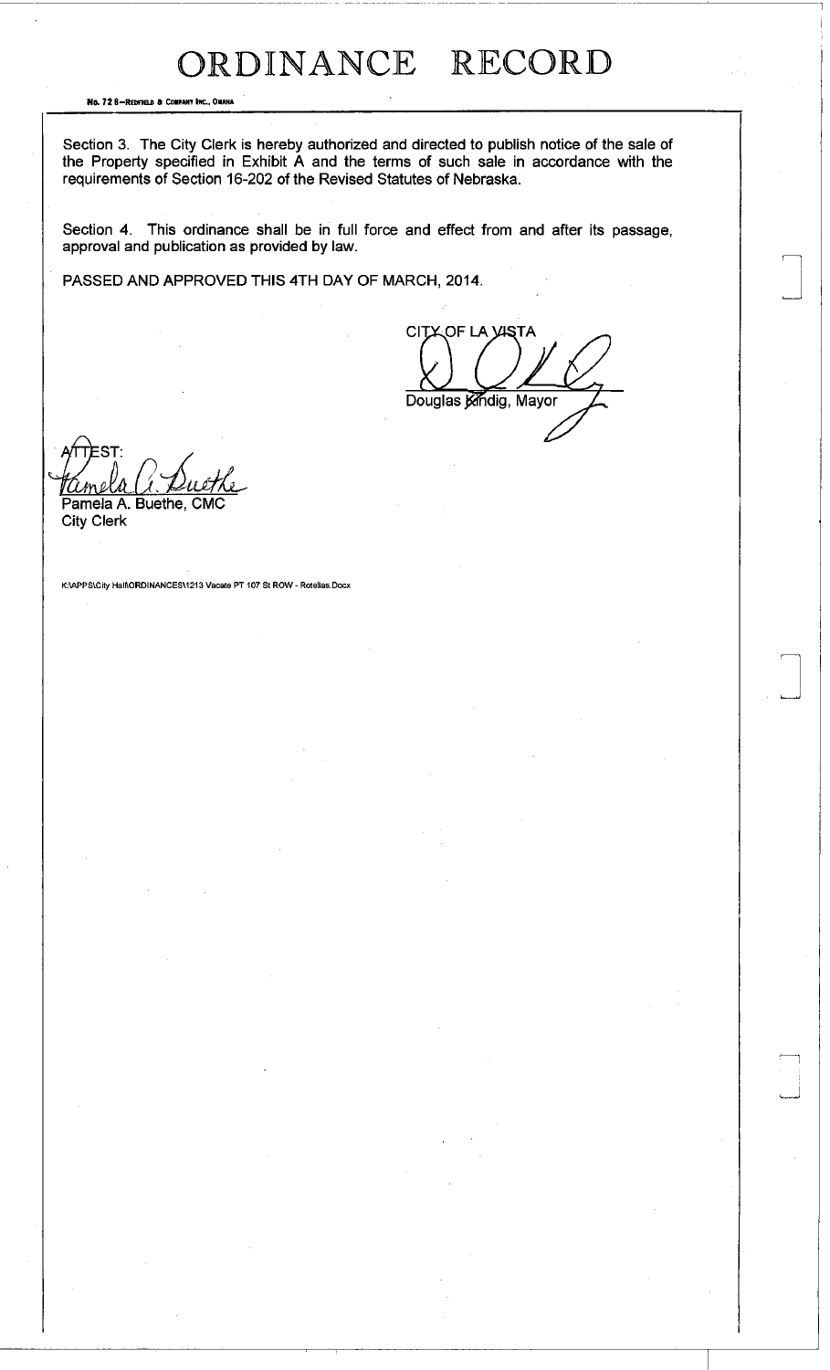# ORDINANCE RECORD

No. 72 8—REDFIELD & COMPANY INC., OMAHA

Section 3. The City Clerk is hereby authorized and directed to publish notice of the sale of the Property specified in Exhibit A and the terms of such sale in accordance with the requirements of Section 16-202 of the Revised Statutes of Nebraska.

Section 4. This ordinance shall be in full force and effect from and after its passage, approval and publication as provided by law.

PASSED AND APPROVED THIS 4TH DAY OF MARCH, 2014.

CITY OF LA VISTA

Douglas Kindig, Mayor

ATTEST:

Pamela A. Buethe, CMC
City Clerk

K:\APPS\City Hall\ORDINANCES\1213 Vacate PT 107 St ROW - Rotellas.Docx